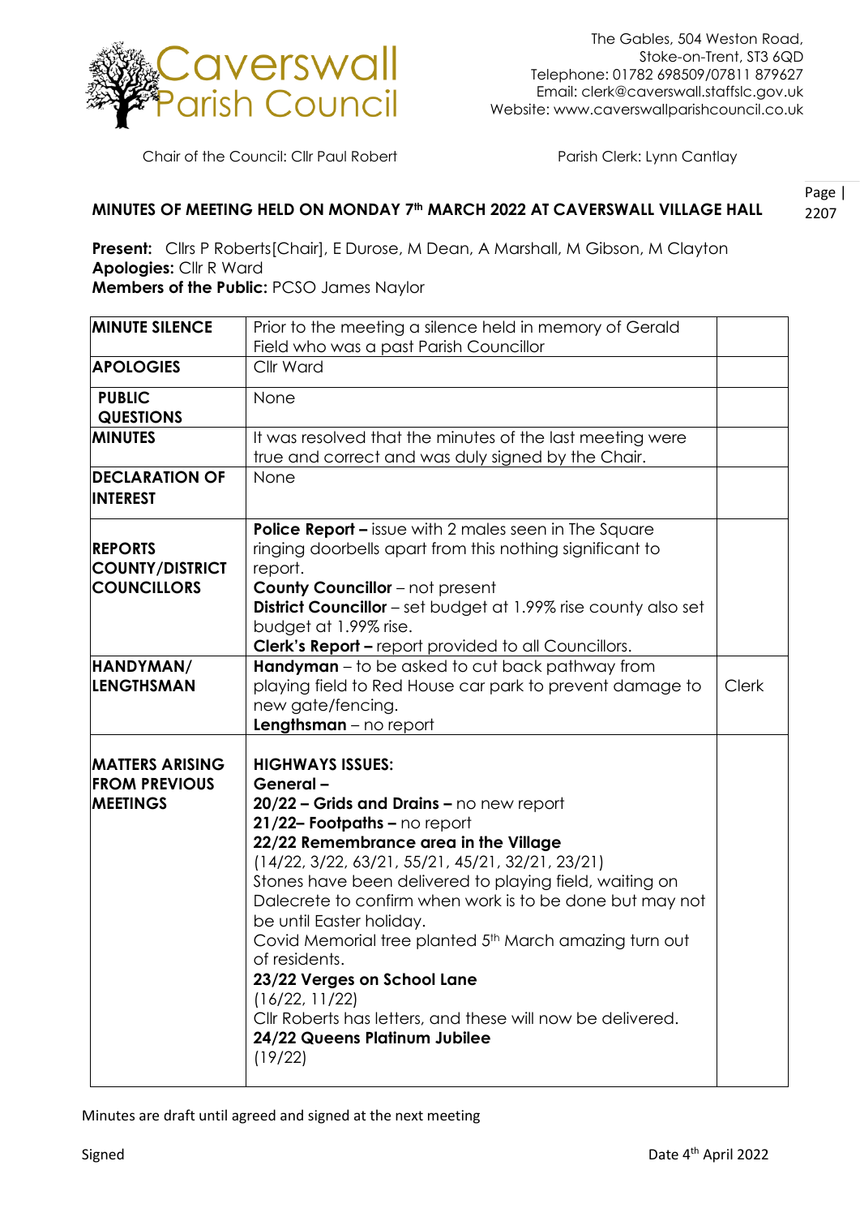# Caverswall Parish Council

The Gables, 504 Weston Road,
Stoke-on-Trent, ST3 6QD
Telephone: 01782 698509/07811 879627
Email: clerk@caverswall.staffslc.gov.uk
Website: www.caverswallparishcouncil.co.uk

Chair of the Council: Cllr Paul Robert

Parish Clerk: Lynn Cantlay

## MINUTES OF MEETING HELD ON MONDAY 7th MARCH 2022 AT CAVERSWALL VILLAGE HALL

**Present:** Cllrs P Roberts[Chair], E Durose, M Dean, A Marshall, M Gibson, M Clayton
**Apologies:** Cllr R Ward
**Members of the Public:** PCSO James Naylor

| | | |
|---|---|---|
| **MINUTE SILENCE** | Prior to the meeting a silence held in memory of Gerald Field who was a past Parish Councillor | |
| **APOLOGIES** | Cllr Ward | |
| **PUBLIC QUESTIONS** | None | |
| **MINUTES** | It was resolved that the minutes of the last meeting were true and correct and was duly signed by the Chair. | |
| **DECLARATION OF INTEREST** | None | |
| **REPORTS COUNTY/DISTRICT COUNCILLORS** | **Police Report –** issue with 2 males seen in The Square ringing doorbells apart from this nothing significant to report.<br>**County Councillor** – not present<br>**District Councillor** – set budget at 1.99% rise county also set budget at 1.99% rise.<br>**Clerk's Report –** report provided to all Councillors. | |
| **HANDYMAN/ LENGTHSMAN** | **Handyman** – to be asked to cut back pathway from playing field to Red House car park to prevent damage to new gate/fencing.<br>**Lengthsman** – no report | Clerk |
| **MATTERS ARISING FROM PREVIOUS MEETINGS** | **HIGHWAYS ISSUES:**<br>**General –**<br>**20/22 – Grids and Drains –** no new report<br>**21/22– Footpaths –** no report<br>**22/22 Remembrance area in the Village**<br>(14/22, 3/22, 63/21, 55/21, 45/21, 32/21, 23/21)<br>Stones have been delivered to playing field, waiting on Dalecrete to confirm when work is to be done but may not be until Easter holiday.<br>Covid Memorial tree planted 5th March amazing turn out of residents.<br>**23/22 Verges on School Lane**<br>(16/22, 11/22)<br>Cllr Roberts has letters, and these will now be delivered.<br>**24/22 Queens Platinum Jubilee**<br>(19/22) | |

Minutes are draft until agreed and signed at the next meeting

Signed

Date 4th April 2022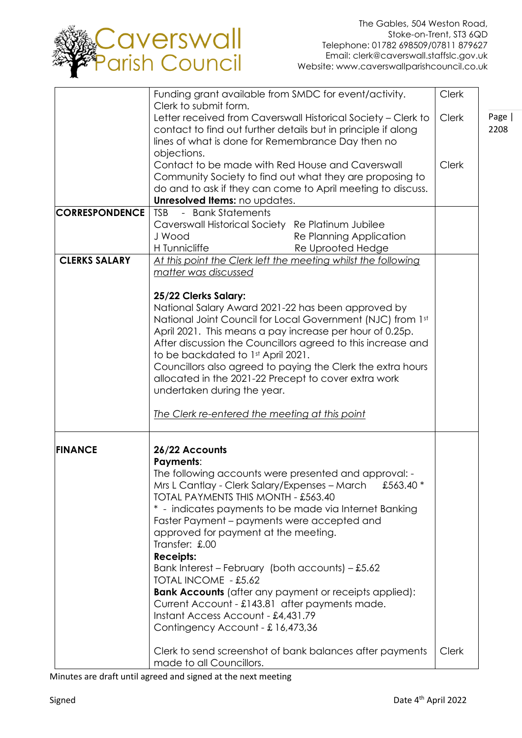| | | |
|---|---|---|
| | Funding grant available from SMDC for event/activity. Clerk to submit form. | Clerk |
| | Letter received from Caverswall Historical Society – Clerk to contact to find out further details but in principle if along lines of what is done for Remembrance Day then no objections. | Clerk |
| | Contact to be made with Red House and Caverswall Community Society to find out what they are proposing to do and to ask if they can come to April meeting to discuss. **Unresolved Items:** no updates. | Clerk |
| **CORRESPONDENCE** | TSB - Bank Statements<br>Caverswall Historical Society Re Platinum Jubilee<br>J Wood Re Planning Application<br>H Tunnicliffe Re Uprooted Hedge | |
| **CLERKS SALARY** | <u>*At this point the Clerk left the meeting whilst the following matter was discussed*</u><br><br>**25/22 Clerks Salary:**<br>National Salary Award 2021-22 has been approved by National Joint Council for Local Government (NJC) from 1st April 2021. This means a pay increase per hour of 0.25p. After discussion the Councillors agreed to this increase and to be backdated to 1st April 2021.<br>Councillors also agreed to paying the Clerk the extra hours allocated in the 2021-22 Precept to cover extra work undertaken during the year.<br><br><u>*The Clerk re-entered the meeting at this point*</u> | |
| **FINANCE** | **26/22 Accounts**<br>**Payments**:<br>The following accounts were presented and approval: -<br>Mrs L Cantlay - Clerk Salary/Expenses – March £563.40 *<br>TOTAL PAYMENTS THIS MONTH - £563.40<br>* - indicates payments to be made via Internet Banking Faster Payment – payments were accepted and approved for payment at the meeting.<br>Transfer: £.00<br>**Receipts:**<br>Bank Interest – February (both accounts) – £5.62<br>TOTAL INCOME - £5.62<br>**Bank Accounts** (after any payment or receipts applied):<br>Current Account - £143.81 after payments made.<br>Instant Access Account - £4,431.79<br>Contingency Account - £ 16,473,36 | |
| | Clerk to send screenshot of bank balances after payments made to all Councillors. | Clerk |

Minutes are draft until agreed and signed at the next meeting

Signed

Date 4th April 2022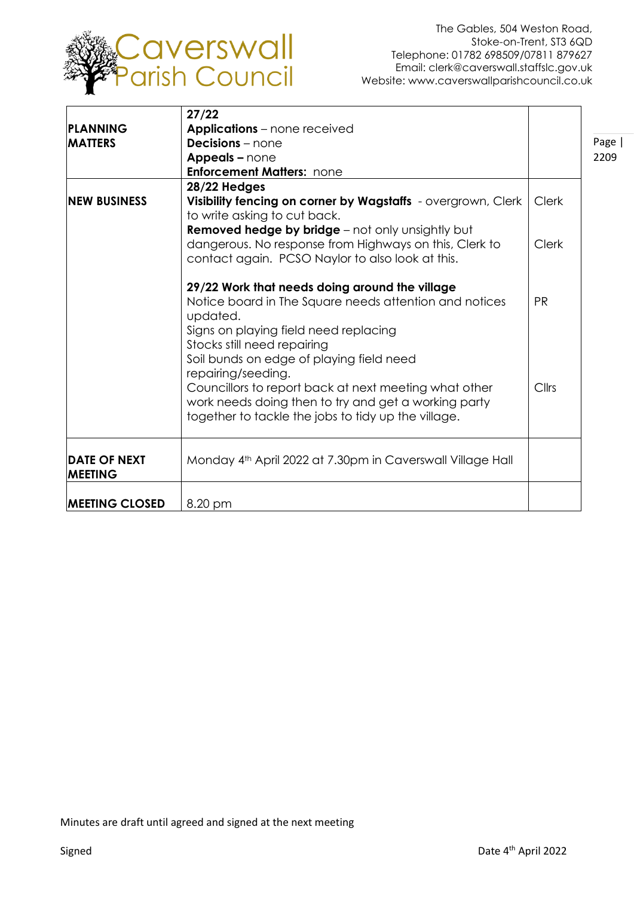| | | |
|---|---|---|
| **PLANNING MATTERS** | **27/22**<br>**Applications** – none received<br>**Decisions** – none<br>**Appeals –** none<br>**Enforcement Matters:** none | |
| **NEW BUSINESS** | **28/22 Hedges**<br>**Visibility fencing on corner by Wagstaffs** - overgrown, Clerk to write asking to cut back.<br>**Removed hedge by bridge** – not only unsightly but dangerous. No response from Highways on this, Clerk to contact again. PCSO Naylor to also look at this.<br><br>**29/22 Work that needs doing around the village**<br>Notice board in The Square needs attention and notices updated.<br>Signs on playing field need replacing<br>Stocks still need repairing<br>Soil bunds on edge of playing field need repairing/seeding.<br>Councillors to report back at next meeting what other work needs doing then to try and get a working party together to tackle the jobs to tidy up the village. | Clerk<br><br>Clerk<br><br>PR<br><br>Cllrs |
| **DATE OF NEXT MEETING** | Monday 4th April 2022 at 7.30pm in Caverswall Village Hall | |
| **MEETING CLOSED** | 8.20 pm | |

Minutes are draft until agreed and signed at the next meeting

Signed

Date 4th April 2022